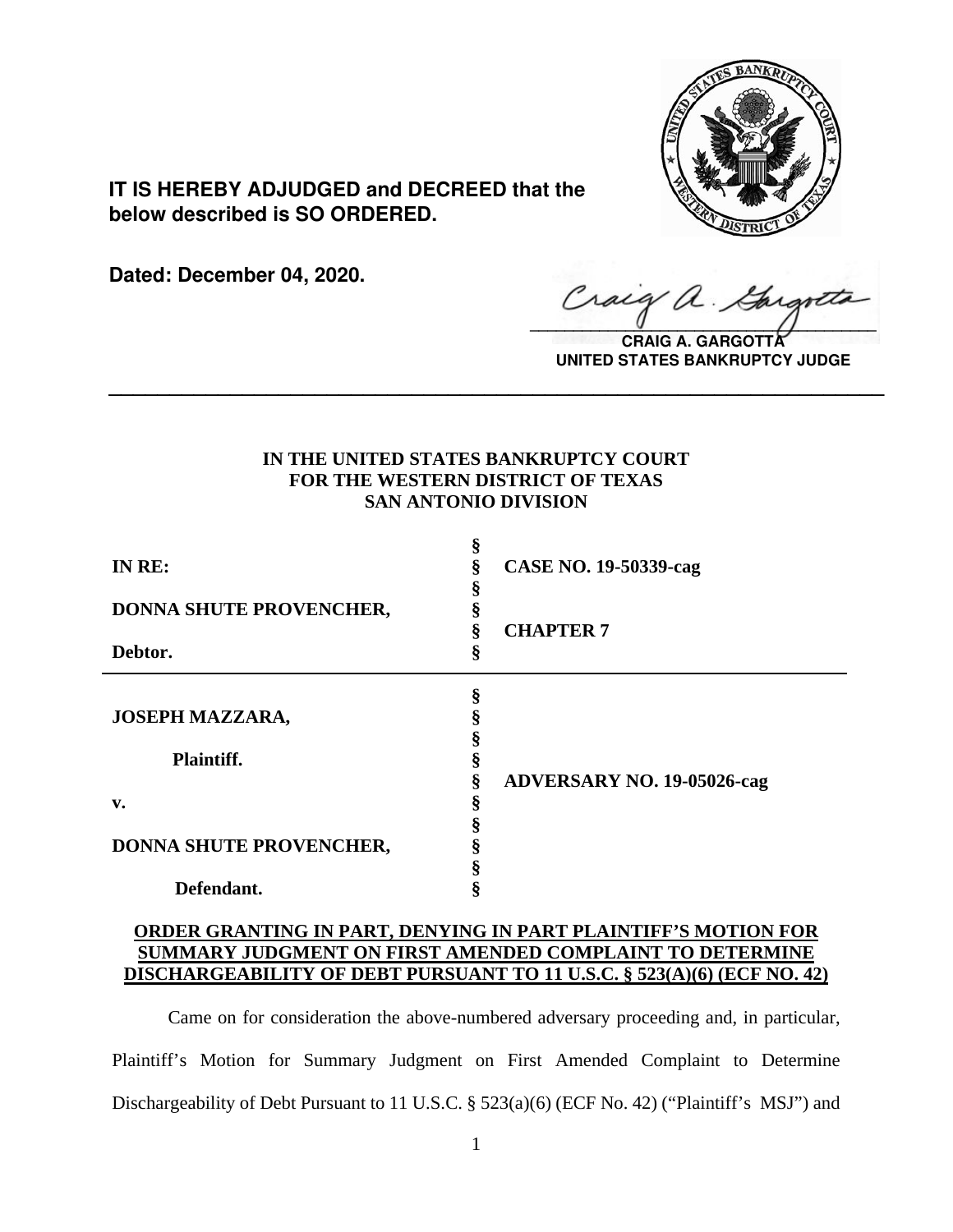**IT IS HEREBY ADJUDGED and DECREED that the below described is SO ORDERED.**

**Dated: December 04, 2020.**

**CRAIG A. GARGOTTA**
**UNITED STATES BANKRUPTCY JUDGE**

---

**IN THE UNITED STATES BANKRUPTCY COURT**
**FOR THE WESTERN DISTRICT OF TEXAS**
**SAN ANTONIO DIVISION**

| | | |
|---|---|---|
| **IN RE:** | § | **CASE NO. 19-50339-cag** |
| **DONNA SHUTE PROVENCHER,** | § | **CHAPTER 7** |
| **Debtor.** | § | |

| | | |
|---|---|---|
| **JOSEPH MAZZARA,** | § | |
| **Plaintiff.** | § | **ADVERSARY NO. 19-05026-cag** |
| **v.** | § | |
| **DONNA SHUTE PROVENCHER,** | § | |
| **Defendant.** | § | |

**ORDER GRANTING IN PART, DENYING IN PART PLAINTIFF'S MOTION FOR SUMMARY JUDGMENT ON FIRST AMENDED COMPLAINT TO DETERMINE DISCHARGEABILITY OF DEBT PURSUANT TO 11 U.S.C. § 523(A)(6) (ECF NO. 42)**

Came on for consideration the above-numbered adversary proceeding and, in particular, Plaintiff's Motion for Summary Judgment on First Amended Complaint to Determine Dischargeability of Debt Pursuant to 11 U.S.C. § 523(a)(6) (ECF No. 42) ("Plaintiff's MSJ") and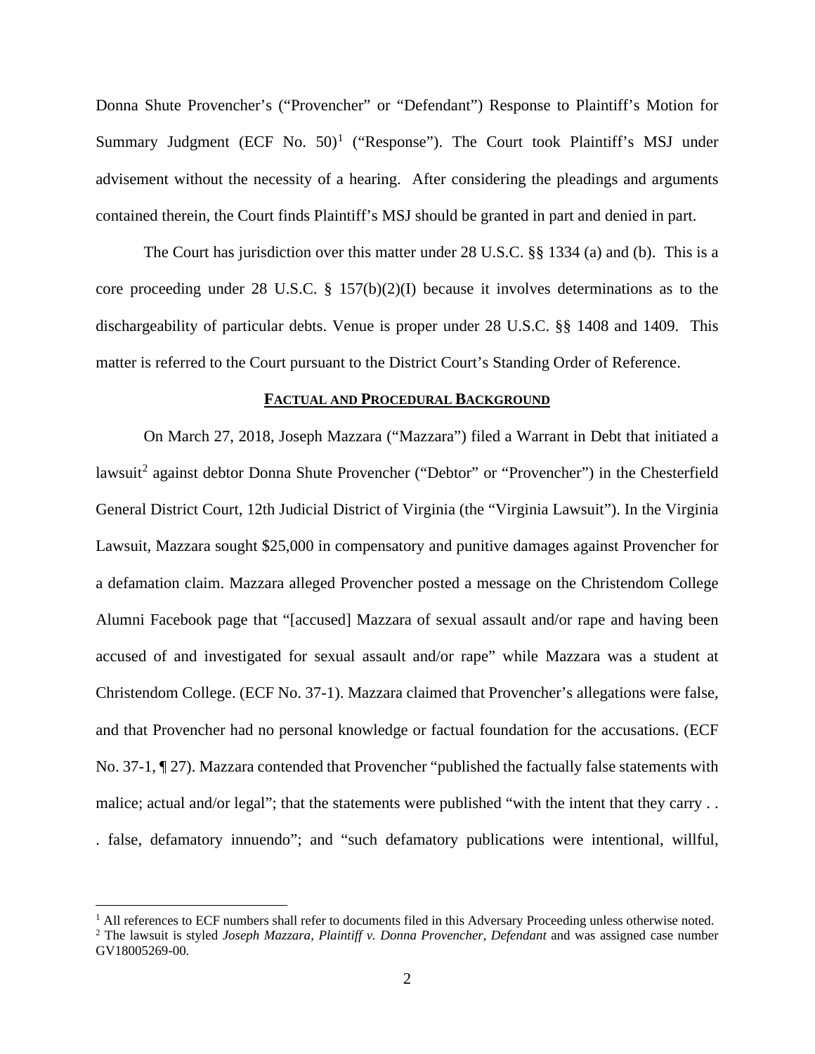Donna Shute Provencher's ("Provencher" or "Defendant") Response to Plaintiff's Motion for Summary Judgment (ECF No. 50)[1] ("Response"). The Court took Plaintiff's MSJ under advisement without the necessity of a hearing. After considering the pleadings and arguments contained therein, the Court finds Plaintiff's MSJ should be granted in part and denied in part.

The Court has jurisdiction over this matter under 28 U.S.C. §§ 1334 (a) and (b). This is a core proceeding under 28 U.S.C. § 157(b)(2)(I) because it involves determinations as to the dischargeability of particular debts. Venue is proper under 28 U.S.C. §§ 1408 and 1409. This matter is referred to the Court pursuant to the District Court's Standing Order of Reference.

## **Factual and Procedural Background**

On March 27, 2018, Joseph Mazzara ("Mazzara") filed a Warrant in Debt that initiated a lawsuit[2] against debtor Donna Shute Provencher ("Debtor" or "Provencher") in the Chesterfield General District Court, 12th Judicial District of Virginia (the "Virginia Lawsuit"). In the Virginia Lawsuit, Mazzara sought $25,000 in compensatory and punitive damages against Provencher for a defamation claim. Mazzara alleged Provencher posted a message on the Christendom College Alumni Facebook page that "[accused] Mazzara of sexual assault and/or rape and having been accused of and investigated for sexual assault and/or rape" while Mazzara was a student at Christendom College. (ECF No. 37-1). Mazzara claimed that Provencher's allegations were false, and that Provencher had no personal knowledge or factual foundation for the accusations. (ECF No. 37-1, ¶ 27). Mazzara contended that Provencher "published the factually false statements with malice; actual and/or legal"; that the statements were published "with the intent that they carry . . . false, defamatory innuendo"; and "such defamatory publications were intentional, willful,

---

[1] All references to ECF numbers shall refer to documents filed in this Adversary Proceeding unless otherwise noted.

[2] The lawsuit is styled *Joseph Mazzara, Plaintiff v. Donna Provencher, Defendant* and was assigned case number GV18005269-00.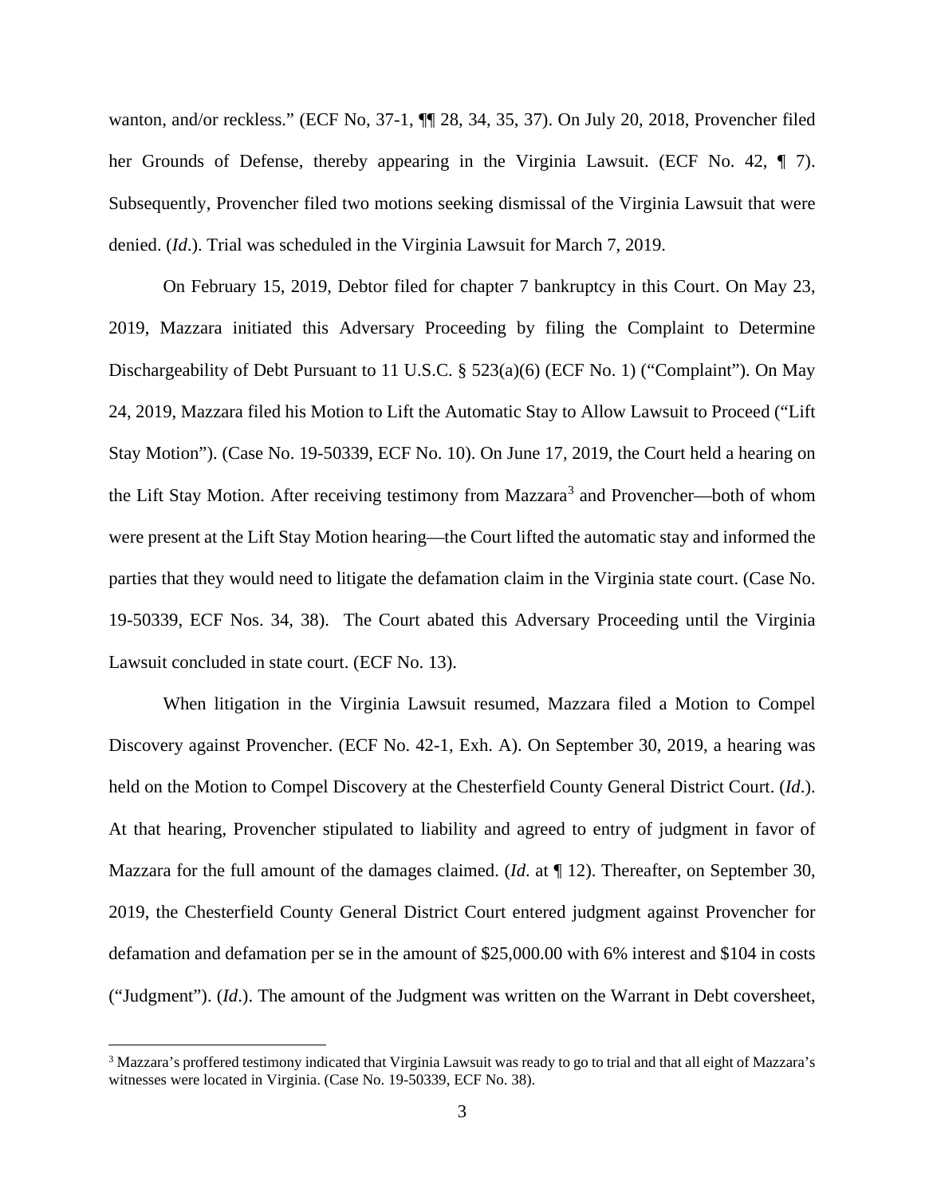wanton, and/or reckless." (ECF No, 37-1, ¶¶ 28, 34, 35, 37). On July 20, 2018, Provencher filed her Grounds of Defense, thereby appearing in the Virginia Lawsuit. (ECF No. 42, ¶ 7). Subsequently, Provencher filed two motions seeking dismissal of the Virginia Lawsuit that were denied. (*Id*.). Trial was scheduled in the Virginia Lawsuit for March 7, 2019.

On February 15, 2019, Debtor filed for chapter 7 bankruptcy in this Court. On May 23, 2019, Mazzara initiated this Adversary Proceeding by filing the Complaint to Determine Dischargeability of Debt Pursuant to 11 U.S.C. § 523(a)(6) (ECF No. 1) ("Complaint"). On May 24, 2019, Mazzara filed his Motion to Lift the Automatic Stay to Allow Lawsuit to Proceed ("Lift Stay Motion"). (Case No. 19-50339, ECF No. 10). On June 17, 2019, the Court held a hearing on the Lift Stay Motion. After receiving testimony from Mazzara[3] and Provencher—both of whom were present at the Lift Stay Motion hearing—the Court lifted the automatic stay and informed the parties that they would need to litigate the defamation claim in the Virginia state court. (Case No. 19-50339, ECF Nos. 34, 38). The Court abated this Adversary Proceeding until the Virginia Lawsuit concluded in state court. (ECF No. 13).

When litigation in the Virginia Lawsuit resumed, Mazzara filed a Motion to Compel Discovery against Provencher. (ECF No. 42-1, Exh. A). On September 30, 2019, a hearing was held on the Motion to Compel Discovery at the Chesterfield County General District Court. (*Id*.). At that hearing, Provencher stipulated to liability and agreed to entry of judgment in favor of Mazzara for the full amount of the damages claimed. (*Id*. at ¶ 12). Thereafter, on September 30, 2019, the Chesterfield County General District Court entered judgment against Provencher for defamation and defamation per se in the amount of $25,000.00 with 6% interest and $104 in costs ("Judgment"). (*Id*.). The amount of the Judgment was written on the Warrant in Debt coversheet,

[3] Mazzara's proffered testimony indicated that Virginia Lawsuit was ready to go to trial and that all eight of Mazzara's witnesses were located in Virginia. (Case No. 19-50339, ECF No. 38).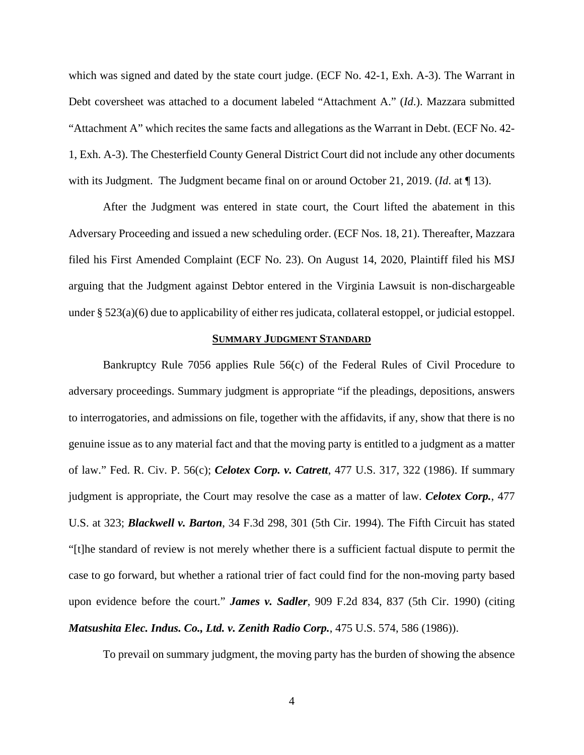which was signed and dated by the state court judge. (ECF No. 42-1, Exh. A-3). The Warrant in Debt coversheet was attached to a document labeled "Attachment A." (*Id*.). Mazzara submitted "Attachment A" which recites the same facts and allegations as the Warrant in Debt. (ECF No. 42-1, Exh. A-3). The Chesterfield County General District Court did not include any other documents with its Judgment. The Judgment became final on or around October 21, 2019. (*Id*. at ¶ 13).

After the Judgment was entered in state court, the Court lifted the abatement in this Adversary Proceeding and issued a new scheduling order. (ECF Nos. 18, 21). Thereafter, Mazzara filed his First Amended Complaint (ECF No. 23). On August 14, 2020, Plaintiff filed his MSJ arguing that the Judgment against Debtor entered in the Virginia Lawsuit is non-dischargeable under § 523(a)(6) due to applicability of either res judicata, collateral estoppel, or judicial estoppel.

## SUMMARY JUDGMENT STANDARD

Bankruptcy Rule 7056 applies Rule 56(c) of the Federal Rules of Civil Procedure to adversary proceedings. Summary judgment is appropriate "if the pleadings, depositions, answers to interrogatories, and admissions on file, together with the affidavits, if any, show that there is no genuine issue as to any material fact and that the moving party is entitled to a judgment as a matter of law." Fed. R. Civ. P. 56(c); ***Celotex Corp. v. Catrett***, 477 U.S. 317, 322 (1986). If summary judgment is appropriate, the Court may resolve the case as a matter of law. ***Celotex Corp.***, 477 U.S. at 323; ***Blackwell v. Barton***, 34 F.3d 298, 301 (5th Cir. 1994). The Fifth Circuit has stated "[t]he standard of review is not merely whether there is a sufficient factual dispute to permit the case to go forward, but whether a rational trier of fact could find for the non-moving party based upon evidence before the court." ***James v. Sadler***, 909 F.2d 834, 837 (5th Cir. 1990) (citing ***Matsushita Elec. Indus. Co., Ltd. v. Zenith Radio Corp.***, 475 U.S. 574, 586 (1986)).

To prevail on summary judgment, the moving party has the burden of showing the absence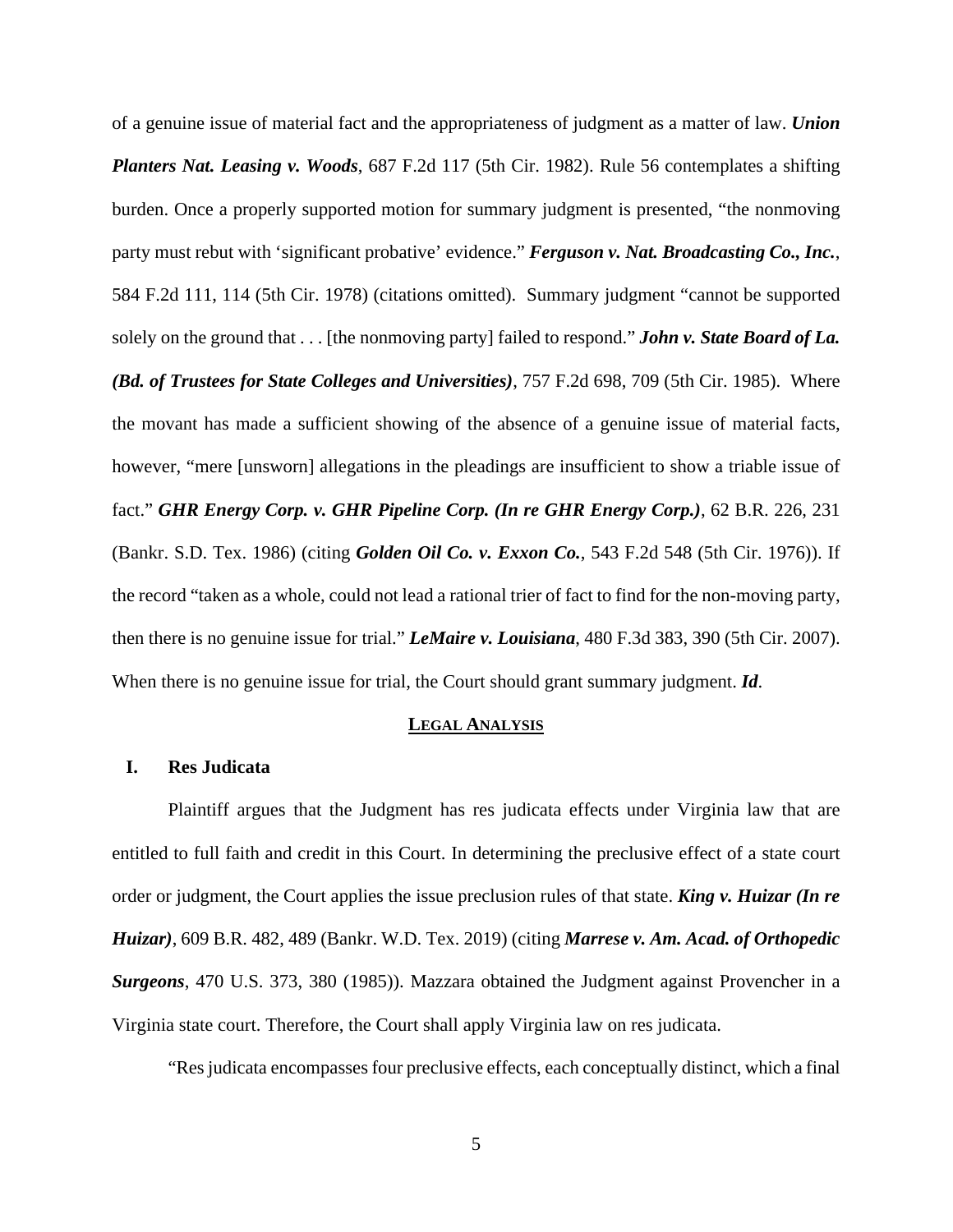of a genuine issue of material fact and the appropriateness of judgment as a matter of law. ***Union Planters Nat. Leasing v. Woods***, 687 F.2d 117 (5th Cir. 1982). Rule 56 contemplates a shifting burden. Once a properly supported motion for summary judgment is presented, "the nonmoving party must rebut with 'significant probative' evidence." ***Ferguson v. Nat. Broadcasting Co., Inc.***, 584 F.2d 111, 114 (5th Cir. 1978) (citations omitted). Summary judgment "cannot be supported solely on the ground that . . . [the nonmoving party] failed to respond." ***John v. State Board of La. (Bd. of Trustees for State Colleges and Universities)***, 757 F.2d 698, 709 (5th Cir. 1985). Where the movant has made a sufficient showing of the absence of a genuine issue of material facts, however, "mere [unsworn] allegations in the pleadings are insufficient to show a triable issue of fact." ***GHR Energy Corp. v. GHR Pipeline Corp. (In re GHR Energy Corp.)***, 62 B.R. 226, 231 (Bankr. S.D. Tex. 1986) (citing ***Golden Oil Co. v. Exxon Co.***, 543 F.2d 548 (5th Cir. 1976)). If the record "taken as a whole, could not lead a rational trier of fact to find for the non-moving party, then there is no genuine issue for trial." ***LeMaire v. Louisiana***, 480 F.3d 383, 390 (5th Cir. 2007). When there is no genuine issue for trial, the Court should grant summary judgment. ***Id***.

## LEGAL ANALYSIS

### I. Res Judicata

Plaintiff argues that the Judgment has res judicata effects under Virginia law that are entitled to full faith and credit in this Court. In determining the preclusive effect of a state court order or judgment, the Court applies the issue preclusion rules of that state. ***King v. Huizar (In re Huizar)***, 609 B.R. 482, 489 (Bankr. W.D. Tex. 2019) (citing ***Marrese v. Am. Acad. of Orthopedic Surgeons***, 470 U.S. 373, 380 (1985)). Mazzara obtained the Judgment against Provencher in a Virginia state court. Therefore, the Court shall apply Virginia law on res judicata.

"Res judicata encompasses four preclusive effects, each conceptually distinct, which a final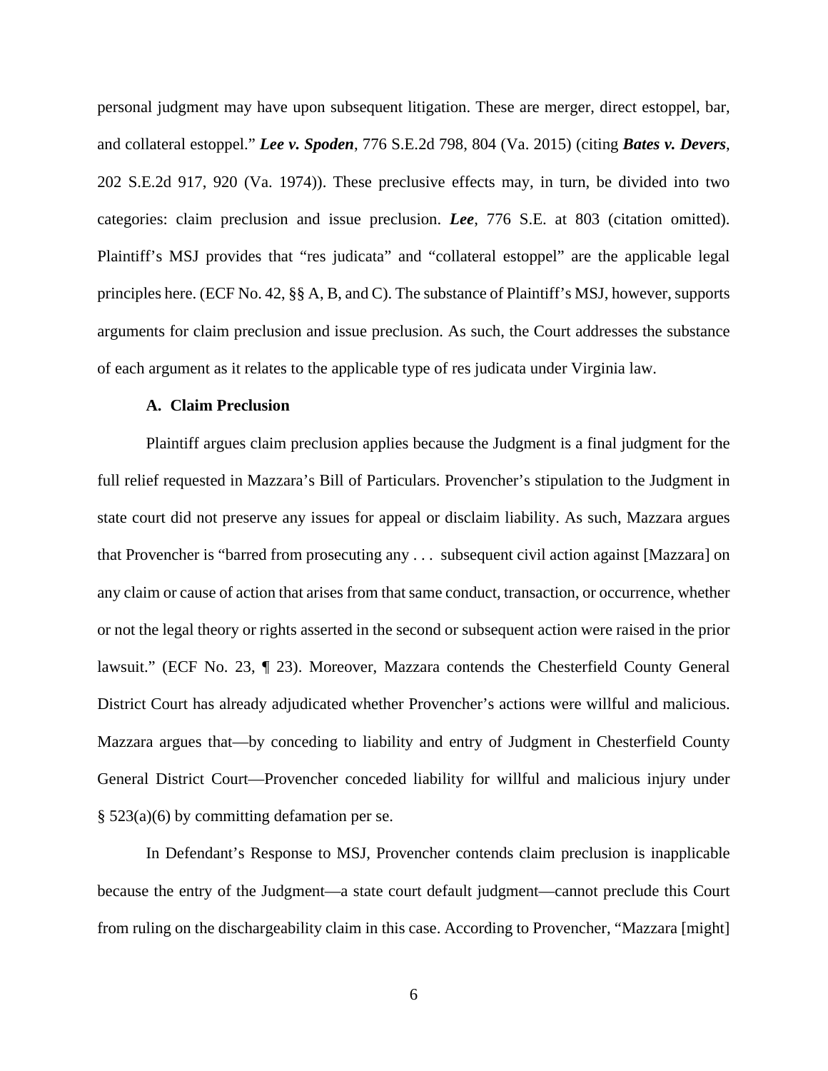personal judgment may have upon subsequent litigation. These are merger, direct estoppel, bar, and collateral estoppel." ***Lee v. Spoden***, 776 S.E.2d 798, 804 (Va. 2015) (citing ***Bates v. Devers***, 202 S.E.2d 917, 920 (Va. 1974)). These preclusive effects may, in turn, be divided into two categories: claim preclusion and issue preclusion. ***Lee***, 776 S.E. at 803 (citation omitted). Plaintiff's MSJ provides that "res judicata" and "collateral estoppel" are the applicable legal principles here. (ECF No. 42, §§ A, B, and C). The substance of Plaintiff's MSJ, however, supports arguments for claim preclusion and issue preclusion. As such, the Court addresses the substance of each argument as it relates to the applicable type of res judicata under Virginia law.

**A. Claim Preclusion**

Plaintiff argues claim preclusion applies because the Judgment is a final judgment for the full relief requested in Mazzara's Bill of Particulars. Provencher's stipulation to the Judgment in state court did not preserve any issues for appeal or disclaim liability. As such, Mazzara argues that Provencher is "barred from prosecuting any . . . subsequent civil action against [Mazzara] on any claim or cause of action that arises from that same conduct, transaction, or occurrence, whether or not the legal theory or rights asserted in the second or subsequent action were raised in the prior lawsuit." (ECF No. 23, ¶ 23). Moreover, Mazzara contends the Chesterfield County General District Court has already adjudicated whether Provencher's actions were willful and malicious. Mazzara argues that—by conceding to liability and entry of Judgment in Chesterfield County General District Court—Provencher conceded liability for willful and malicious injury under § 523(a)(6) by committing defamation per se.

In Defendant's Response to MSJ, Provencher contends claim preclusion is inapplicable because the entry of the Judgment—a state court default judgment—cannot preclude this Court from ruling on the dischargeability claim in this case. According to Provencher, "Mazzara [might]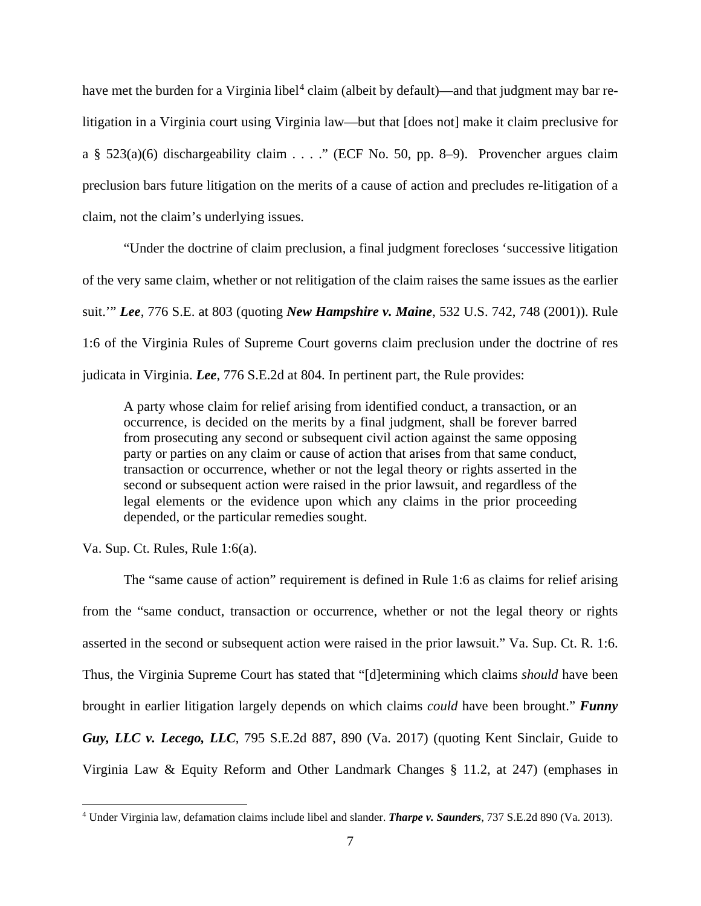have met the burden for a Virginia libel[4] claim (albeit by default)—and that judgment may bar re-litigation in a Virginia court using Virginia law—but that [does not] make it claim preclusive for a § 523(a)(6) dischargeability claim . . . ." (ECF No. 50, pp. 8–9). Provencher argues claim preclusion bars future litigation on the merits of a cause of action and precludes re-litigation of a claim, not the claim's underlying issues.

"Under the doctrine of claim preclusion, a final judgment forecloses 'successive litigation of the very same claim, whether or not relitigation of the claim raises the same issues as the earlier suit.'" ***Lee***, 776 S.E. at 803 (quoting ***New Hampshire v. Maine***, 532 U.S. 742, 748 (2001)). Rule 1:6 of the Virginia Rules of Supreme Court governs claim preclusion under the doctrine of res judicata in Virginia. ***Lee***, 776 S.E.2d at 804. In pertinent part, the Rule provides:

> A party whose claim for relief arising from identified conduct, a transaction, or an occurrence, is decided on the merits by a final judgment, shall be forever barred from prosecuting any second or subsequent civil action against the same opposing party or parties on any claim or cause of action that arises from that same conduct, transaction or occurrence, whether or not the legal theory or rights asserted in the second or subsequent action were raised in the prior lawsuit, and regardless of the legal elements or the evidence upon which any claims in the prior proceeding depended, or the particular remedies sought.

Va. Sup. Ct. Rules, Rule 1:6(a).

The "same cause of action" requirement is defined in Rule 1:6 as claims for relief arising from the "same conduct, transaction or occurrence, whether or not the legal theory or rights asserted in the second or subsequent action were raised in the prior lawsuit." Va. Sup. Ct. R. 1:6. Thus, the Virginia Supreme Court has stated that "[d]etermining which claims *should* have been brought in earlier litigation largely depends on which claims *could* have been brought." ***Funny Guy, LLC v. Lecego, LLC***, 795 S.E.2d 887, 890 (Va. 2017) (quoting Kent Sinclair, Guide to Virginia Law & Equity Reform and Other Landmark Changes § 11.2, at 247) (emphases in

---

[4] Under Virginia law, defamation claims include libel and slander. ***Tharpe v. Saunders***, 737 S.E.2d 890 (Va. 2013).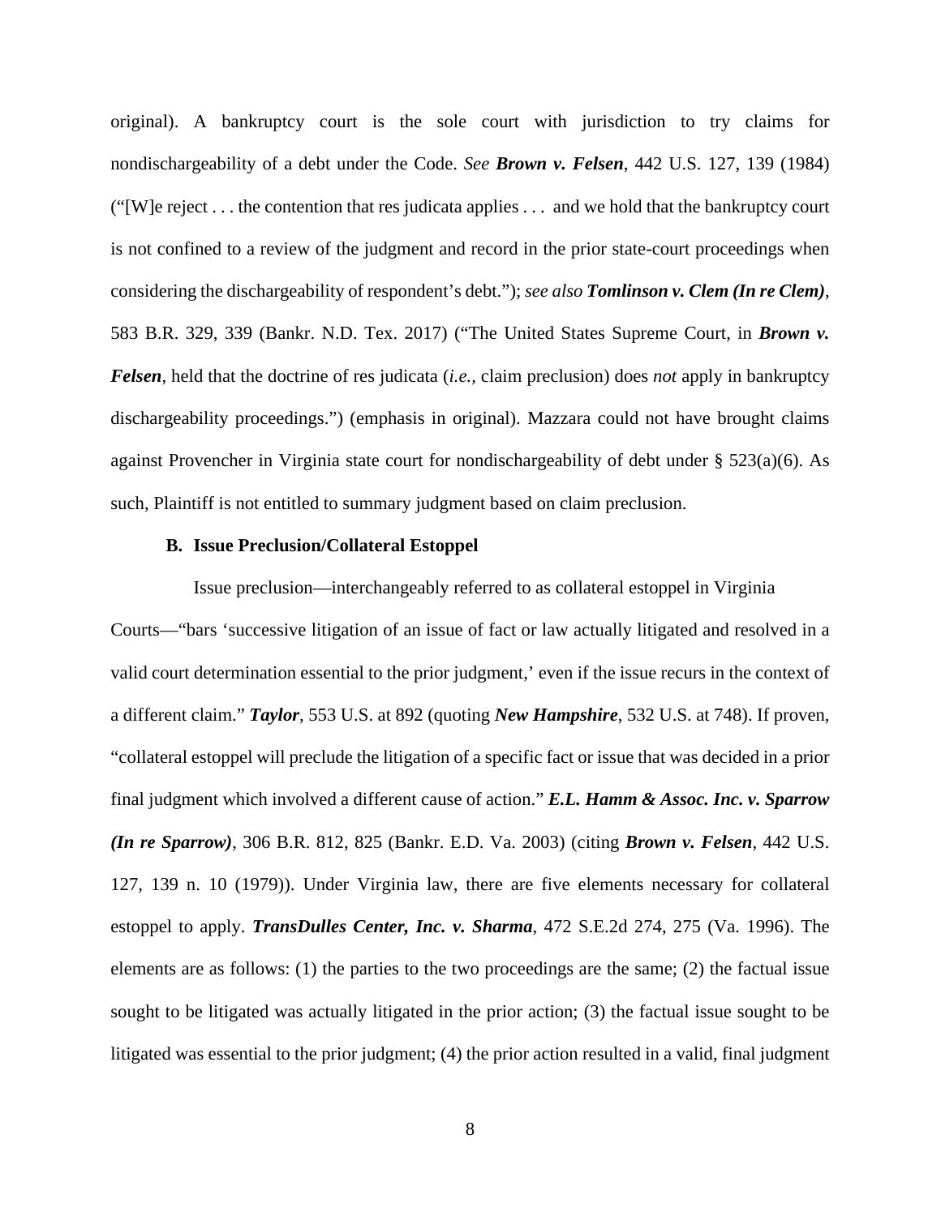original). A bankruptcy court is the sole court with jurisdiction to try claims for nondischargeability of a debt under the Code. *See* ***Brown v. Felsen***, 442 U.S. 127, 139 (1984) ("[W]e reject . . . the contention that res judicata applies . . . and we hold that the bankruptcy court is not confined to a review of the judgment and record in the prior state-court proceedings when considering the dischargeability of respondent's debt."); *see also* ***Tomlinson v. Clem (In re Clem)***, 583 B.R. 329, 339 (Bankr. N.D. Tex. 2017) ("The United States Supreme Court, in ***Brown v. Felsen***, held that the doctrine of res judicata (*i.e.,* claim preclusion) does *not* apply in bankruptcy dischargeability proceedings.") (emphasis in original). Mazzara could not have brought claims against Provencher in Virginia state court for nondischargeability of debt under § 523(a)(6). As such, Plaintiff is not entitled to summary judgment based on claim preclusion.

### B. Issue Preclusion/Collateral Estoppel

Issue preclusion—interchangeably referred to as collateral estoppel in Virginia Courts—"bars 'successive litigation of an issue of fact or law actually litigated and resolved in a valid court determination essential to the prior judgment,' even if the issue recurs in the context of a different claim." ***Taylor***, 553 U.S. at 892 (quoting ***New Hampshire***, 532 U.S. at 748). If proven, "collateral estoppel will preclude the litigation of a specific fact or issue that was decided in a prior final judgment which involved a different cause of action." ***E.L. Hamm & Assoc. Inc. v. Sparrow (In re Sparrow)***, 306 B.R. 812, 825 (Bankr. E.D. Va. 2003) (citing ***Brown v. Felsen***, 442 U.S. 127, 139 n. 10 (1979)). Under Virginia law, there are five elements necessary for collateral estoppel to apply. ***TransDulles Center, Inc. v. Sharma***, 472 S.E.2d 274, 275 (Va. 1996). The elements are as follows: (1) the parties to the two proceedings are the same; (2) the factual issue sought to be litigated was actually litigated in the prior action; (3) the factual issue sought to be litigated was essential to the prior judgment; (4) the prior action resulted in a valid, final judgment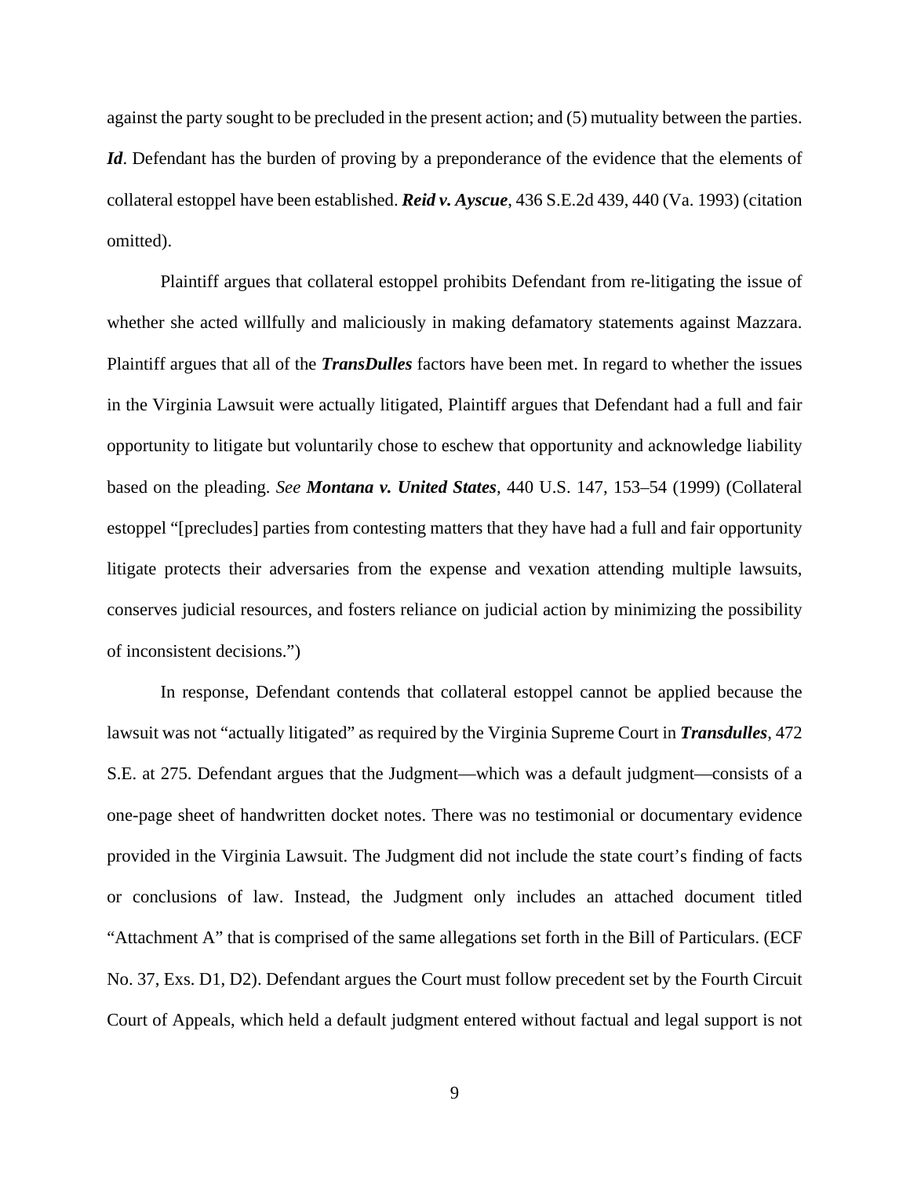against the party sought to be precluded in the present action; and (5) mutuality between the parties. ***Id***. Defendant has the burden of proving by a preponderance of the evidence that the elements of collateral estoppel have been established. ***Reid v. Ayscue***, 436 S.E.2d 439, 440 (Va. 1993) (citation omitted).

Plaintiff argues that collateral estoppel prohibits Defendant from re-litigating the issue of whether she acted willfully and maliciously in making defamatory statements against Mazzara. Plaintiff argues that all of the ***TransDulles*** factors have been met. In regard to whether the issues in the Virginia Lawsuit were actually litigated, Plaintiff argues that Defendant had a full and fair opportunity to litigate but voluntarily chose to eschew that opportunity and acknowledge liability based on the pleading. *See* ***Montana v. United States***, 440 U.S. 147, 153–54 (1999) (Collateral estoppel "[precludes] parties from contesting matters that they have had a full and fair opportunity litigate protects their adversaries from the expense and vexation attending multiple lawsuits, conserves judicial resources, and fosters reliance on judicial action by minimizing the possibility of inconsistent decisions.")

In response, Defendant contends that collateral estoppel cannot be applied because the lawsuit was not "actually litigated" as required by the Virginia Supreme Court in ***Transdulles***, 472 S.E. at 275. Defendant argues that the Judgment—which was a default judgment—consists of a one-page sheet of handwritten docket notes. There was no testimonial or documentary evidence provided in the Virginia Lawsuit. The Judgment did not include the state court's finding of facts or conclusions of law. Instead, the Judgment only includes an attached document titled "Attachment A" that is comprised of the same allegations set forth in the Bill of Particulars. (ECF No. 37, Exs. D1, D2). Defendant argues the Court must follow precedent set by the Fourth Circuit Court of Appeals, which held a default judgment entered without factual and legal support is not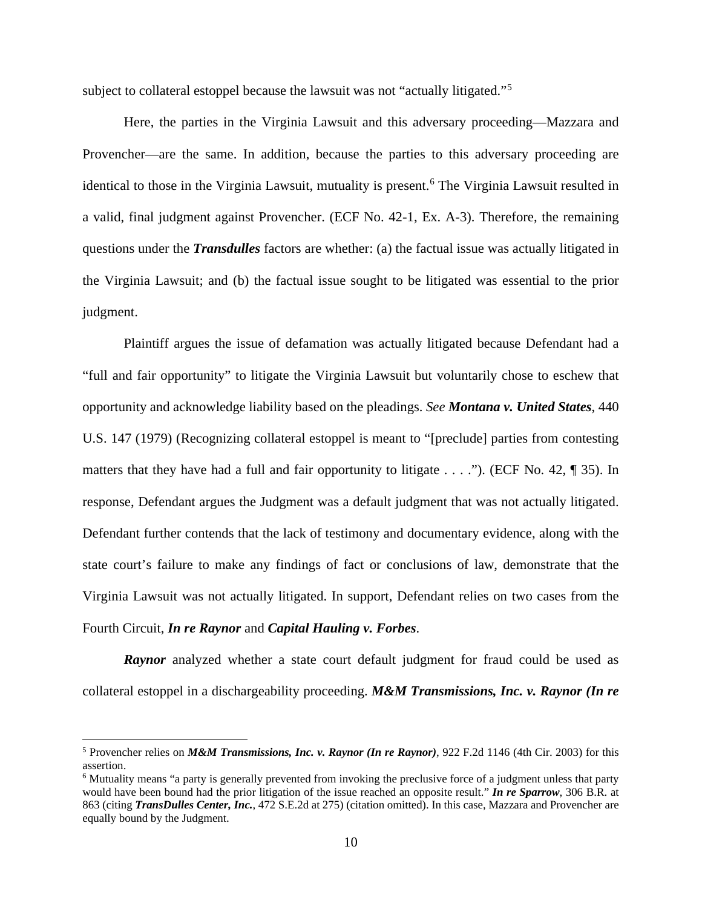subject to collateral estoppel because the lawsuit was not "actually litigated."[5]

Here, the parties in the Virginia Lawsuit and this adversary proceeding—Mazzara and Provencher—are the same. In addition, because the parties to this adversary proceeding are identical to those in the Virginia Lawsuit, mutuality is present.[6] The Virginia Lawsuit resulted in a valid, final judgment against Provencher. (ECF No. 42-1, Ex. A-3). Therefore, the remaining questions under the ***Transdulles*** factors are whether: (a) the factual issue was actually litigated in the Virginia Lawsuit; and (b) the factual issue sought to be litigated was essential to the prior judgment.

Plaintiff argues the issue of defamation was actually litigated because Defendant had a "full and fair opportunity" to litigate the Virginia Lawsuit but voluntarily chose to eschew that opportunity and acknowledge liability based on the pleadings. *See* ***Montana v. United States***, 440 U.S. 147 (1979) (Recognizing collateral estoppel is meant to "[preclude] parties from contesting matters that they have had a full and fair opportunity to litigate . . . ."). (ECF No. 42, ¶ 35). In response, Defendant argues the Judgment was a default judgment that was not actually litigated. Defendant further contends that the lack of testimony and documentary evidence, along with the state court's failure to make any findings of fact or conclusions of law, demonstrate that the Virginia Lawsuit was not actually litigated. In support, Defendant relies on two cases from the Fourth Circuit, ***In re Raynor*** and ***Capital Hauling v. Forbes***.

***Raynor*** analyzed whether a state court default judgment for fraud could be used as collateral estoppel in a dischargeability proceeding. ***M&M Transmissions, Inc. v. Raynor (In re***

---

[5] Provencher relies on ***M&M Transmissions, Inc. v. Raynor (In re Raynor)***, 922 F.2d 1146 (4th Cir. 2003) for this assertion.

[6] Mutuality means "a party is generally prevented from invoking the preclusive force of a judgment unless that party would have been bound had the prior litigation of the issue reached an opposite result." ***In re Sparrow***, 306 B.R. at 863 (citing ***TransDulles Center, Inc.***, 472 S.E.2d at 275) (citation omitted). In this case, Mazzara and Provencher are equally bound by the Judgment.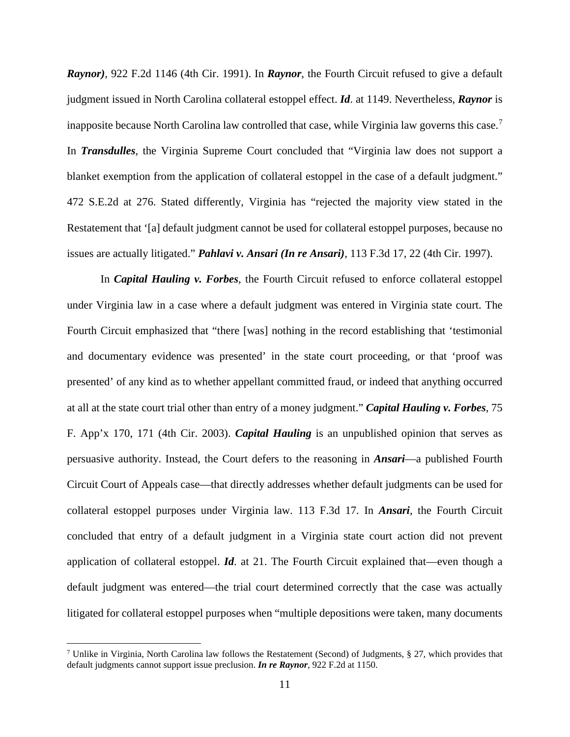***Raynor)***, 922 F.2d 1146 (4th Cir. 1991). In ***Raynor***, the Fourth Circuit refused to give a default judgment issued in North Carolina collateral estoppel effect. ***Id***. at 1149. Nevertheless, ***Raynor*** is inapposite because North Carolina law controlled that case, while Virginia law governs this case.[7] In ***Transdulles***, the Virginia Supreme Court concluded that "Virginia law does not support a blanket exemption from the application of collateral estoppel in the case of a default judgment." 472 S.E.2d at 276. Stated differently, Virginia has "rejected the majority view stated in the Restatement that '[a] default judgment cannot be used for collateral estoppel purposes, because no issues are actually litigated." ***Pahlavi v. Ansari (In re Ansari)***, 113 F.3d 17, 22 (4th Cir. 1997).

In ***Capital Hauling v. Forbes***, the Fourth Circuit refused to enforce collateral estoppel under Virginia law in a case where a default judgment was entered in Virginia state court. The Fourth Circuit emphasized that "there [was] nothing in the record establishing that 'testimonial and documentary evidence was presented' in the state court proceeding, or that 'proof was presented' of any kind as to whether appellant committed fraud, or indeed that anything occurred at all at the state court trial other than entry of a money judgment." ***Capital Hauling v. Forbes***, 75 F. App'x 170, 171 (4th Cir. 2003). ***Capital Hauling*** is an unpublished opinion that serves as persuasive authority. Instead, the Court defers to the reasoning in ***Ansari***—a published Fourth Circuit Court of Appeals case—that directly addresses whether default judgments can be used for collateral estoppel purposes under Virginia law. 113 F.3d 17. In ***Ansari***, the Fourth Circuit concluded that entry of a default judgment in a Virginia state court action did not prevent application of collateral estoppel. ***Id***. at 21. The Fourth Circuit explained that—even though a default judgment was entered—the trial court determined correctly that the case was actually litigated for collateral estoppel purposes when "multiple depositions were taken, many documents

[7] Unlike in Virginia, North Carolina law follows the Restatement (Second) of Judgments, § 27, which provides that default judgments cannot support issue preclusion. ***In re Raynor***, 922 F.2d at 1150.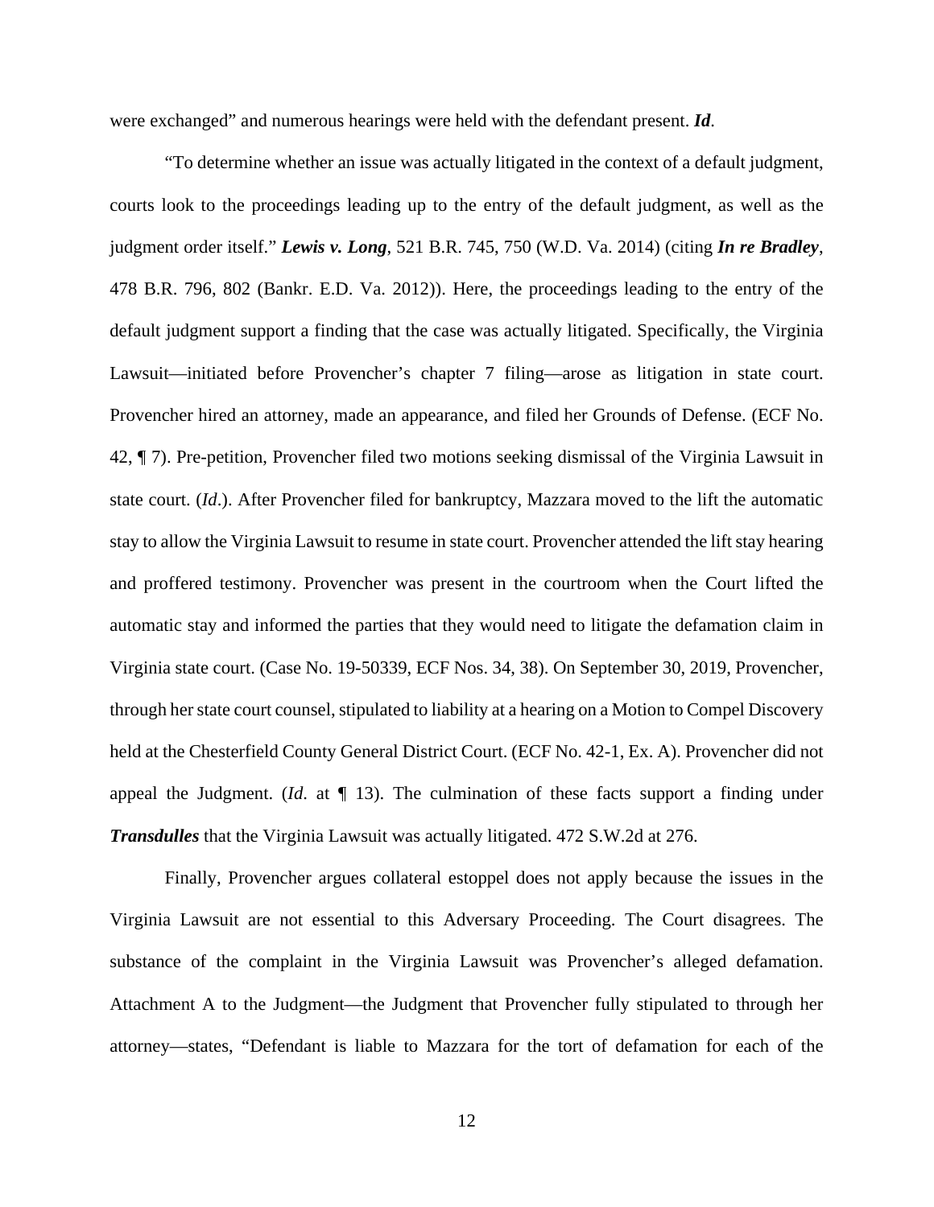were exchanged" and numerous hearings were held with the defendant present. ***Id***.

"To determine whether an issue was actually litigated in the context of a default judgment, courts look to the proceedings leading up to the entry of the default judgment, as well as the judgment order itself." ***Lewis v. Long***, 521 B.R. 745, 750 (W.D. Va. 2014) (citing ***In re Bradley***, 478 B.R. 796, 802 (Bankr. E.D. Va. 2012)). Here, the proceedings leading to the entry of the default judgment support a finding that the case was actually litigated. Specifically, the Virginia Lawsuit—initiated before Provencher's chapter 7 filing—arose as litigation in state court. Provencher hired an attorney, made an appearance, and filed her Grounds of Defense. (ECF No. 42, ¶ 7). Pre-petition, Provencher filed two motions seeking dismissal of the Virginia Lawsuit in state court. (*Id*.). After Provencher filed for bankruptcy, Mazzara moved to the lift the automatic stay to allow the Virginia Lawsuit to resume in state court. Provencher attended the lift stay hearing and proffered testimony. Provencher was present in the courtroom when the Court lifted the automatic stay and informed the parties that they would need to litigate the defamation claim in Virginia state court. (Case No. 19-50339, ECF Nos. 34, 38). On September 30, 2019, Provencher, through her state court counsel, stipulated to liability at a hearing on a Motion to Compel Discovery held at the Chesterfield County General District Court. (ECF No. 42-1, Ex. A). Provencher did not appeal the Judgment. (*Id*. at ¶ 13). The culmination of these facts support a finding under ***Transdulles*** that the Virginia Lawsuit was actually litigated. 472 S.W.2d at 276.

Finally, Provencher argues collateral estoppel does not apply because the issues in the Virginia Lawsuit are not essential to this Adversary Proceeding. The Court disagrees. The substance of the complaint in the Virginia Lawsuit was Provencher's alleged defamation. Attachment A to the Judgment—the Judgment that Provencher fully stipulated to through her attorney—states, "Defendant is liable to Mazzara for the tort of defamation for each of the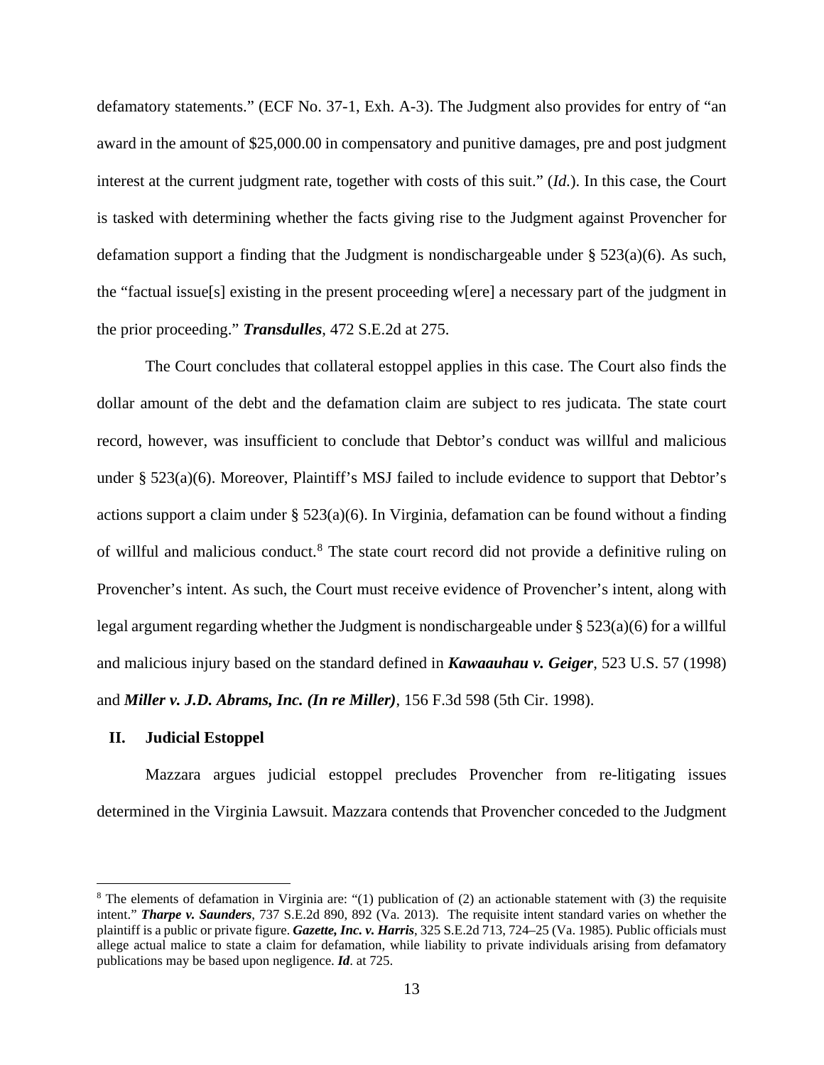defamatory statements." (ECF No. 37-1, Exh. A-3). The Judgment also provides for entry of "an award in the amount of $25,000.00 in compensatory and punitive damages, pre and post judgment interest at the current judgment rate, together with costs of this suit." (*Id.*). In this case, the Court is tasked with determining whether the facts giving rise to the Judgment against Provencher for defamation support a finding that the Judgment is nondischargeable under § 523(a)(6). As such, the "factual issue[s] existing in the present proceeding w[ere] a necessary part of the judgment in the prior proceeding." ***Transdulles***, 472 S.E.2d at 275.

The Court concludes that collateral estoppel applies in this case. The Court also finds the dollar amount of the debt and the defamation claim are subject to res judicata. The state court record, however, was insufficient to conclude that Debtor's conduct was willful and malicious under § 523(a)(6). Moreover, Plaintiff's MSJ failed to include evidence to support that Debtor's actions support a claim under § 523(a)(6). In Virginia, defamation can be found without a finding of willful and malicious conduct.[8] The state court record did not provide a definitive ruling on Provencher's intent. As such, the Court must receive evidence of Provencher's intent, along with legal argument regarding whether the Judgment is nondischargeable under § 523(a)(6) for a willful and malicious injury based on the standard defined in ***Kawaauhau v. Geiger***, 523 U.S. 57 (1998) and ***Miller v. J.D. Abrams, Inc. (In re Miller)***, 156 F.3d 598 (5th Cir. 1998).

## II. Judicial Estoppel

Mazzara argues judicial estoppel precludes Provencher from re-litigating issues determined in the Virginia Lawsuit. Mazzara contends that Provencher conceded to the Judgment

[8] The elements of defamation in Virginia are: "(1) publication of (2) an actionable statement with (3) the requisite intent." ***Tharpe v. Saunders***, 737 S.E.2d 890, 892 (Va. 2013). The requisite intent standard varies on whether the plaintiff is a public or private figure. ***Gazette, Inc. v. Harris***, 325 S.E.2d 713, 724–25 (Va. 1985). Public officials must allege actual malice to state a claim for defamation, while liability to private individuals arising from defamatory publications may be based upon negligence. ***Id***. at 725.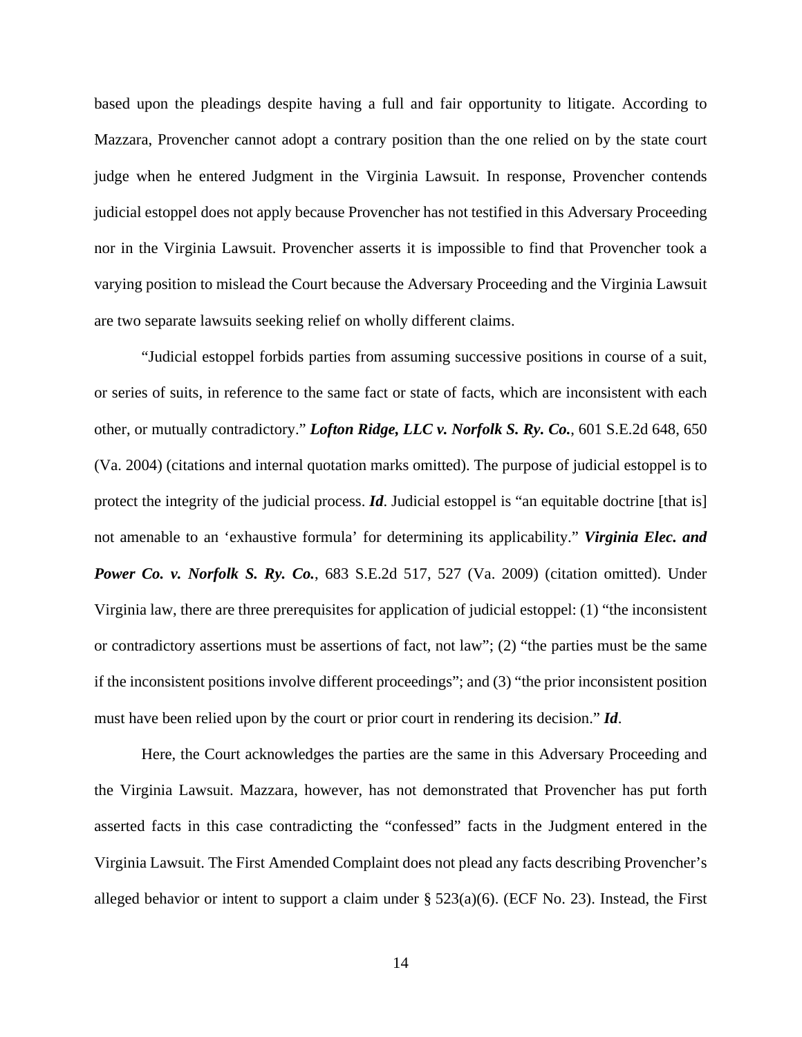based upon the pleadings despite having a full and fair opportunity to litigate. According to Mazzara, Provencher cannot adopt a contrary position than the one relied on by the state court judge when he entered Judgment in the Virginia Lawsuit. In response, Provencher contends judicial estoppel does not apply because Provencher has not testified in this Adversary Proceeding nor in the Virginia Lawsuit. Provencher asserts it is impossible to find that Provencher took a varying position to mislead the Court because the Adversary Proceeding and the Virginia Lawsuit are two separate lawsuits seeking relief on wholly different claims.

"Judicial estoppel forbids parties from assuming successive positions in course of a suit, or series of suits, in reference to the same fact or state of facts, which are inconsistent with each other, or mutually contradictory." ***Lofton Ridge, LLC v. Norfolk S. Ry. Co.***, 601 S.E.2d 648, 650 (Va. 2004) (citations and internal quotation marks omitted). The purpose of judicial estoppel is to protect the integrity of the judicial process. ***Id***. Judicial estoppel is "an equitable doctrine [that is] not amenable to an 'exhaustive formula' for determining its applicability." ***Virginia Elec. and Power Co. v. Norfolk S. Ry. Co.***, 683 S.E.2d 517, 527 (Va. 2009) (citation omitted). Under Virginia law, there are three prerequisites for application of judicial estoppel: (1) "the inconsistent or contradictory assertions must be assertions of fact, not law"; (2) "the parties must be the same if the inconsistent positions involve different proceedings"; and (3) "the prior inconsistent position must have been relied upon by the court or prior court in rendering its decision." ***Id***.

Here, the Court acknowledges the parties are the same in this Adversary Proceeding and the Virginia Lawsuit. Mazzara, however, has not demonstrated that Provencher has put forth asserted facts in this case contradicting the "confessed" facts in the Judgment entered in the Virginia Lawsuit. The First Amended Complaint does not plead any facts describing Provencher's alleged behavior or intent to support a claim under § 523(a)(6). (ECF No. 23). Instead, the First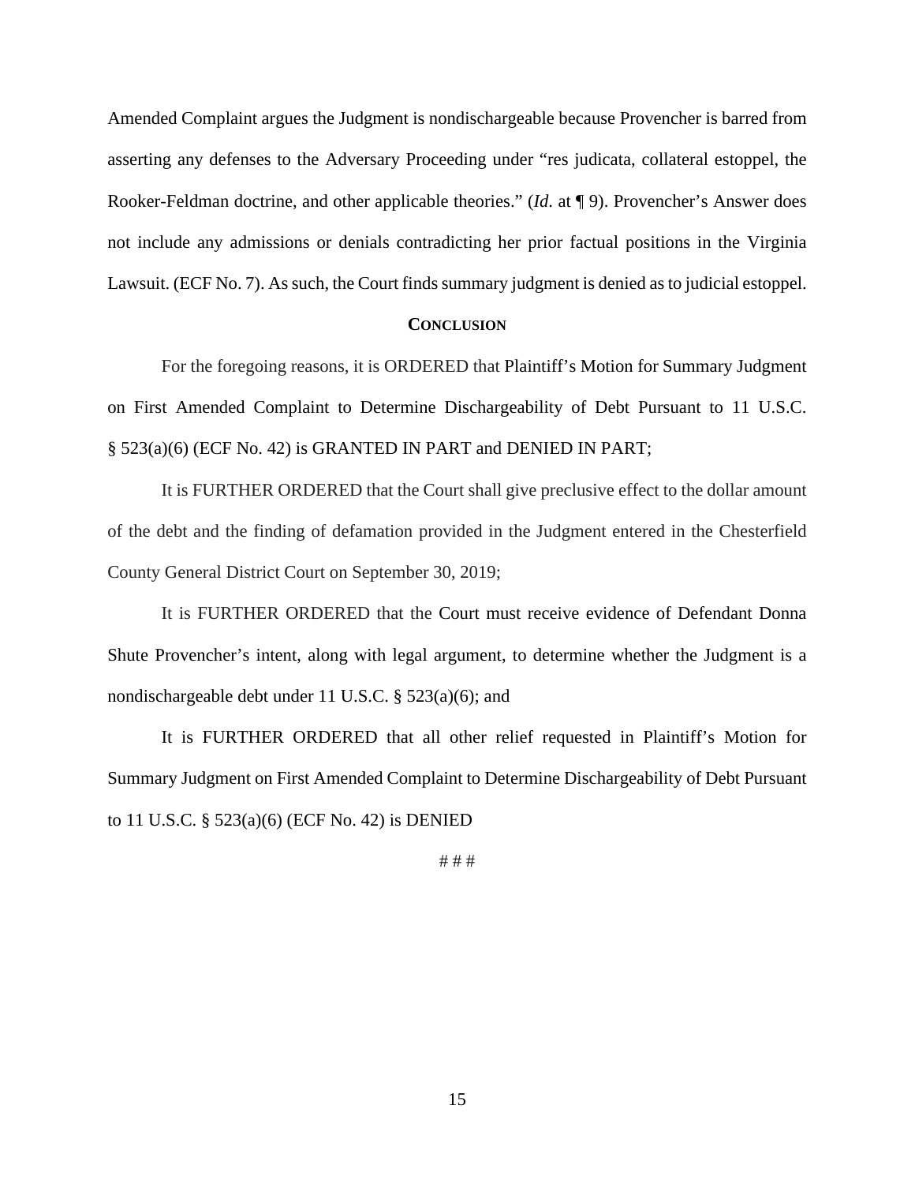Amended Complaint argues the Judgment is nondischargeable because Provencher is barred from asserting any defenses to the Adversary Proceeding under "res judicata, collateral estoppel, the Rooker-Feldman doctrine, and other applicable theories." (*Id.* at ¶ 9). Provencher's Answer does not include any admissions or denials contradicting her prior factual positions in the Virginia Lawsuit. (ECF No. 7). As such, the Court finds summary judgment is denied as to judicial estoppel.

## CONCLUSION

For the foregoing reasons, it is ORDERED that Plaintiff's Motion for Summary Judgment on First Amended Complaint to Determine Dischargeability of Debt Pursuant to 11 U.S.C. § 523(a)(6) (ECF No. 42) is GRANTED IN PART and DENIED IN PART;

It is FURTHER ORDERED that the Court shall give preclusive effect to the dollar amount of the debt and the finding of defamation provided in the Judgment entered in the Chesterfield County General District Court on September 30, 2019;

It is FURTHER ORDERED that the Court must receive evidence of Defendant Donna Shute Provencher's intent, along with legal argument, to determine whether the Judgment is a nondischargeable debt under 11 U.S.C. § 523(a)(6); and

It is FURTHER ORDERED that all other relief requested in Plaintiff's Motion for Summary Judgment on First Amended Complaint to Determine Dischargeability of Debt Pursuant to 11 U.S.C. § 523(a)(6) (ECF No. 42) is DENIED

# # #